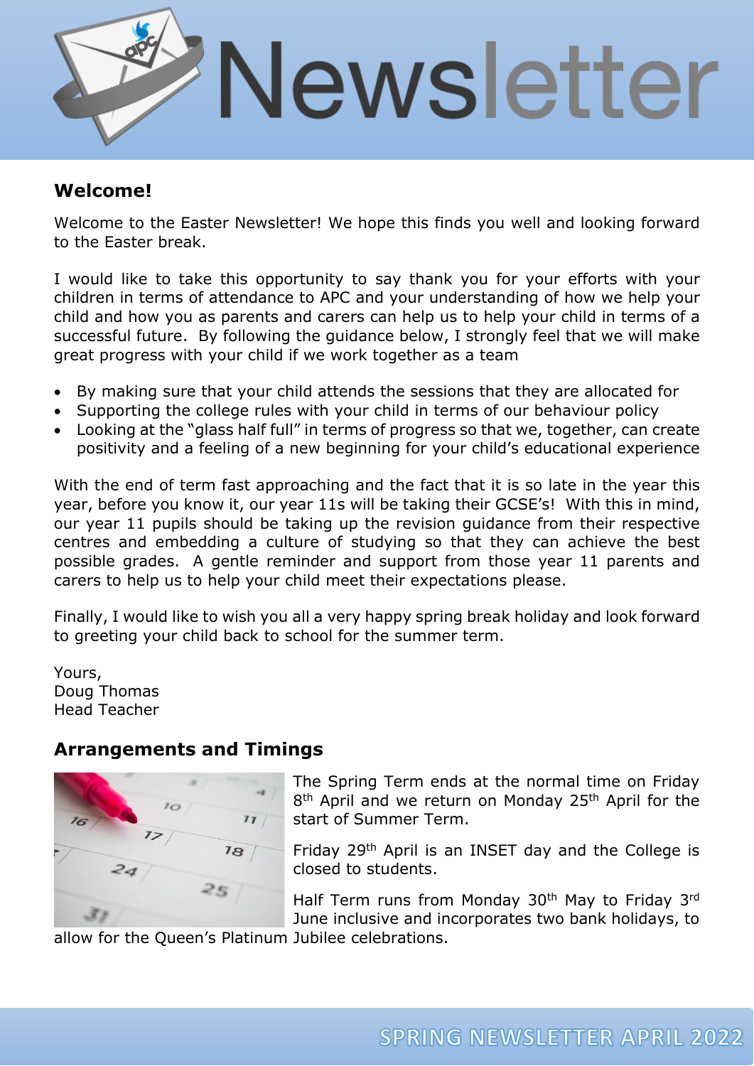# Newsletter

## Welcome!

Welcome to the Easter Newsletter! We hope this finds you well and looking forward to the Easter break.

I would like to take this opportunity to say thank you for your efforts with your children in terms of attendance to APC and your understanding of how we help your child and how you as parents and carers can help us to help your child in terms of a successful future. By following the guidance below, I strongly feel that we will make great progress with your child if we work together as a team

- By making sure that your child attends the sessions that they are allocated for
- Supporting the college rules with your child in terms of our behaviour policy
- Looking at the "glass half full" in terms of progress so that we, together, can create positivity and a feeling of a new beginning for your child's educational experience

With the end of term fast approaching and the fact that it is so late in the year this year, before you know it, our year 11s will be taking their GCSE's! With this in mind, our year 11 pupils should be taking up the revision guidance from their respective centres and embedding a culture of studying so that they can achieve the best possible grades. A gentle reminder and support from those year 11 parents and carers to help us to help your child meet their expectations please.

Finally, I would like to wish you all a very happy spring break holiday and look forward to greeting your child back to school for the summer term.

Yours,
Doug Thomas
Head Teacher

## Arrangements and Timings

The Spring Term ends at the normal time on Friday 8th April and we return on Monday 25th April for the start of Summer Term.

Friday 29th April is an INSET day and the College is closed to students.

Half Term runs from Monday 30th May to Friday 3rd June inclusive and incorporates two bank holidays, to allow for the Queen's Platinum Jubilee celebrations.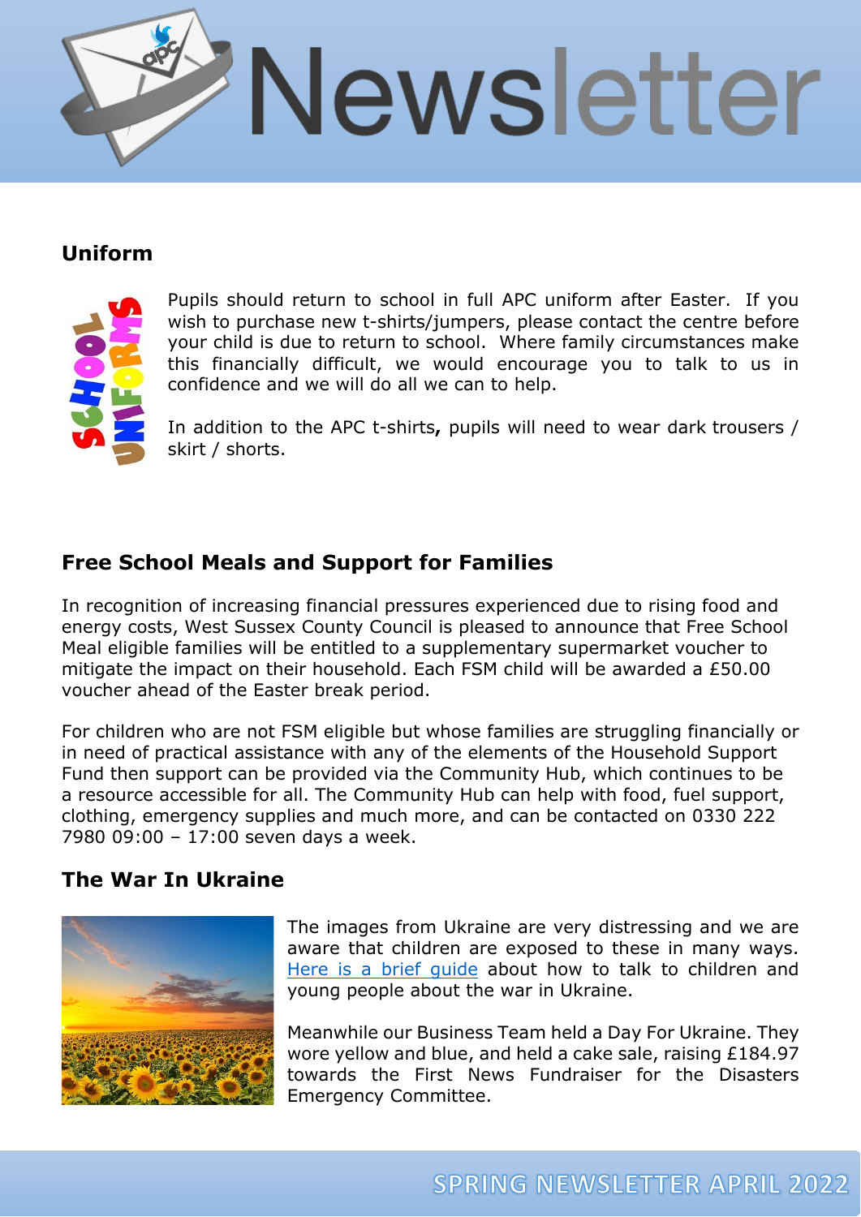# Newsletter

## Uniform

Pupils should return to school in full APC uniform after Easter. If you wish to purchase new t-shirts/jumpers, please contact the centre before your child is due to return to school. Where family circumstances make this financially difficult, we would encourage you to talk to us in confidence and we will do all we can to help.

In addition to the APC t-shirts**,** pupils will need to wear dark trousers / skirt / shorts.

## Free School Meals and Support for Families

In recognition of increasing financial pressures experienced due to rising food and energy costs, West Sussex County Council is pleased to announce that Free School Meal eligible families will be entitled to a supplementary supermarket voucher to mitigate the impact on their household. Each FSM child will be awarded a £50.00 voucher ahead of the Easter break period.

For children who are not FSM eligible but whose families are struggling financially or in need of practical assistance with any of the elements of the Household Support Fund then support can be provided via the Community Hub, which continues to be a resource accessible for all. The Community Hub can help with food, fuel support, clothing, emergency supplies and much more, and can be contacted on 0330 222 7980 09:00 – 17:00 seven days a week.

## The War In Ukraine

The images from Ukraine are very distressing and we are aware that children are exposed to these in many ways. Here is a brief guide about how to talk to children and young people about the war in Ukraine.

Meanwhile our Business Team held a Day For Ukraine. They wore yellow and blue, and held a cake sale, raising £184.97 towards the First News Fundraiser for the Disasters Emergency Committee.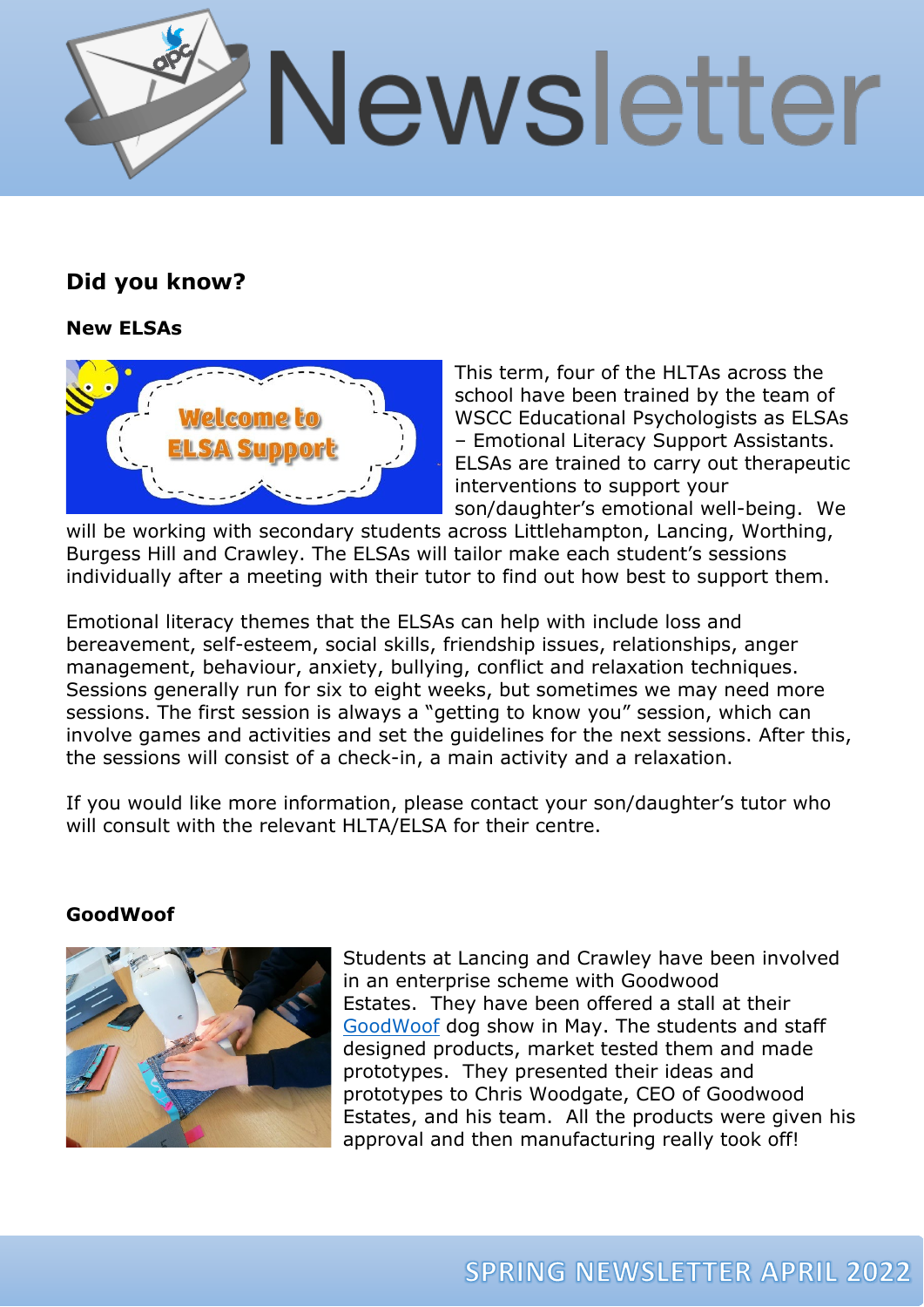## Did you know?

### New ELSAs

This term, four of the HLTAs across the school have been trained by the team of WSCC Educational Psychologists as ELSAs – Emotional Literacy Support Assistants. ELSAs are trained to carry out therapeutic interventions to support your son/daughter's emotional well-being. We will be working with secondary students across Littlehampton, Lancing, Worthing, Burgess Hill and Crawley. The ELSAs will tailor make each student's sessions individually after a meeting with their tutor to find out how best to support them.

Emotional literacy themes that the ELSAs can help with include loss and bereavement, self-esteem, social skills, friendship issues, relationships, anger management, behaviour, anxiety, bullying, conflict and relaxation techniques. Sessions generally run for six to eight weeks, but sometimes we may need more sessions. The first session is always a "getting to know you" session, which can involve games and activities and set the guidelines for the next sessions. After this, the sessions will consist of a check-in, a main activity and a relaxation.

If you would like more information, please contact your son/daughter's tutor who will consult with the relevant HLTA/ELSA for their centre.

### GoodWoof

Students at Lancing and Crawley have been involved in an enterprise scheme with Goodwood Estates. They have been offered a stall at their GoodWoof dog show in May. The students and staff designed products, market tested them and made prototypes. They presented their ideas and prototypes to Chris Woodgate, CEO of Goodwood Estates, and his team. All the products were given his approval and then manufacturing really took off!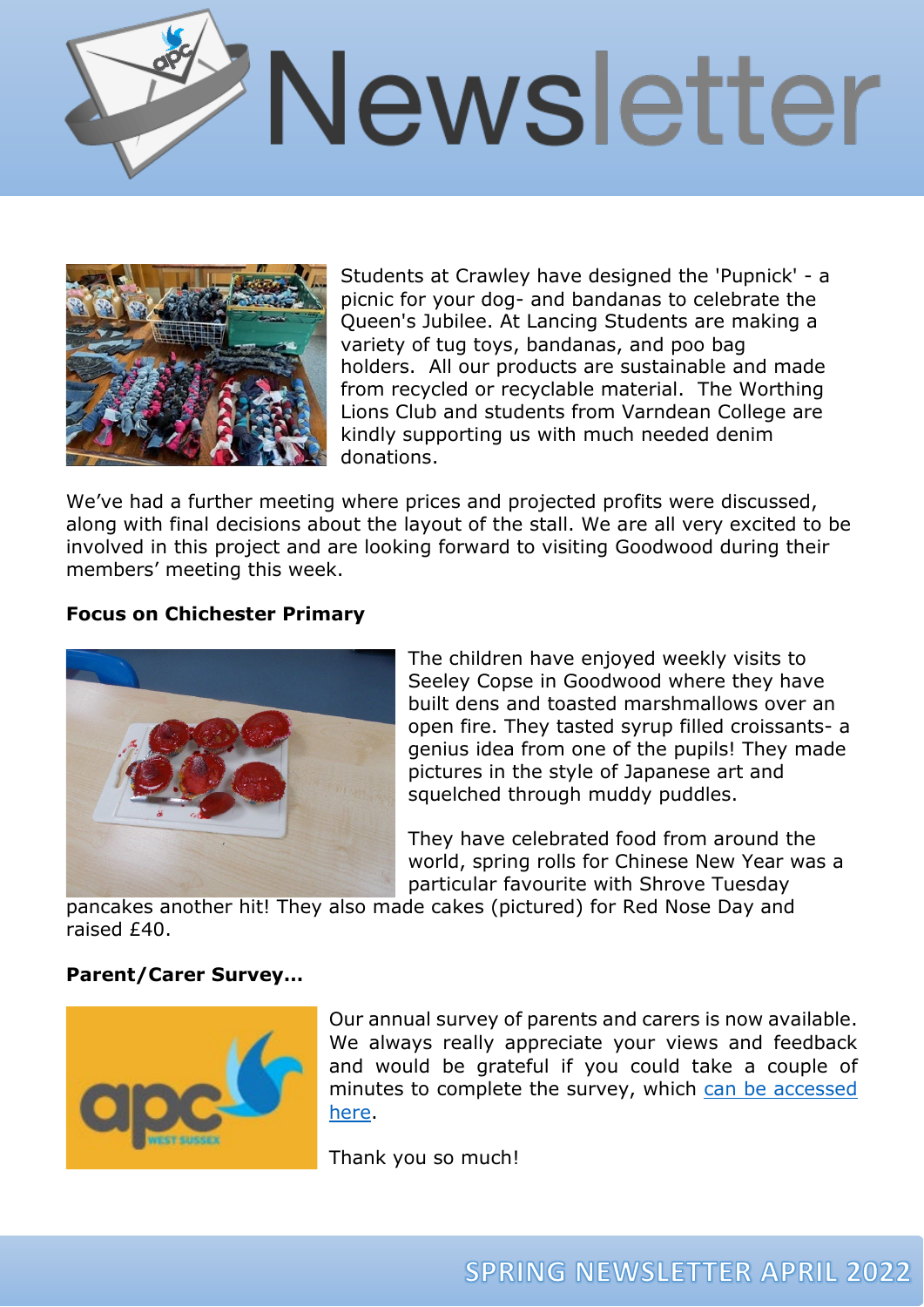# Newsletter

Students at Crawley have designed the 'Pupnick' - a picnic for your dog- and bandanas to celebrate the Queen's Jubilee. At Lancing Students are making a variety of tug toys, bandanas, and poo bag holders. All our products are sustainable and made from recycled or recyclable material. The Worthing Lions Club and students from Varndean College are kindly supporting us with much needed denim donations.

We've had a further meeting where prices and projected profits were discussed, along with final decisions about the layout of the stall. We are all very excited to be involved in this project and are looking forward to visiting Goodwood during their members' meeting this week.

**Focus on Chichester Primary**

The children have enjoyed weekly visits to Seeley Copse in Goodwood where they have built dens and toasted marshmallows over an open fire. They tasted syrup filled croissants- a genius idea from one of the pupils! They made pictures in the style of Japanese art and squelched through muddy puddles.

They have celebrated food from around the world, spring rolls for Chinese New Year was a particular favourite with Shrove Tuesday pancakes another hit! They also made cakes (pictured) for Red Nose Day and raised £40.

**Parent/Carer Survey…**

Our annual survey of parents and carers is now available. We always really appreciate your views and feedback and would be grateful if you could take a couple of minutes to complete the survey, which can be accessed here.

Thank you so much!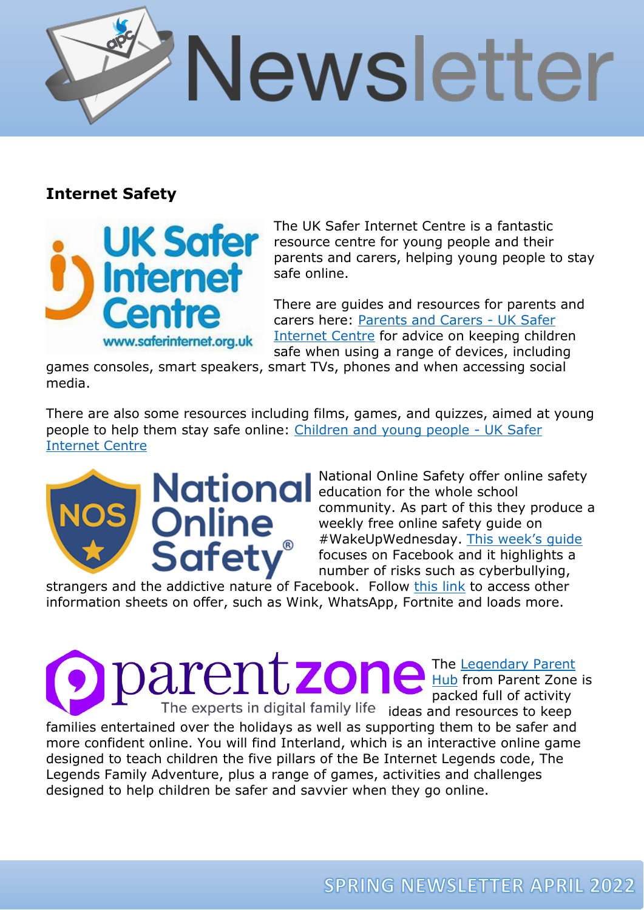## Internet Safety

The UK Safer Internet Centre is a fantastic resource centre for young people and their parents and carers, helping young people to stay safe online.

There are guides and resources for parents and carers here: Parents and Carers - UK Safer Internet Centre for advice on keeping children safe when using a range of devices, including games consoles, smart speakers, smart TVs, phones and when accessing social media.

There are also some resources including films, games, and quizzes, aimed at young people to help them stay safe online: Children and young people - UK Safer Internet Centre

National Online Safety offer online safety education for the whole school community. As part of this they produce a weekly free online safety guide on #WakeUpWednesday. This week's guide focuses on Facebook and it highlights a number of risks such as cyberbullying, strangers and the addictive nature of Facebook. Follow this link to access other information sheets on offer, such as Wink, WhatsApp, Fortnite and loads more.

The Legendary Parent Hub from Parent Zone is packed full of activity ideas and resources to keep families entertained over the holidays as well as supporting them to be safer and more confident online. You will find Interland, which is an interactive online game designed to teach children the five pillars of the Be Internet Legends code, The Legends Family Adventure, plus a range of games, activities and challenges designed to help children be safer and savvier when they go online.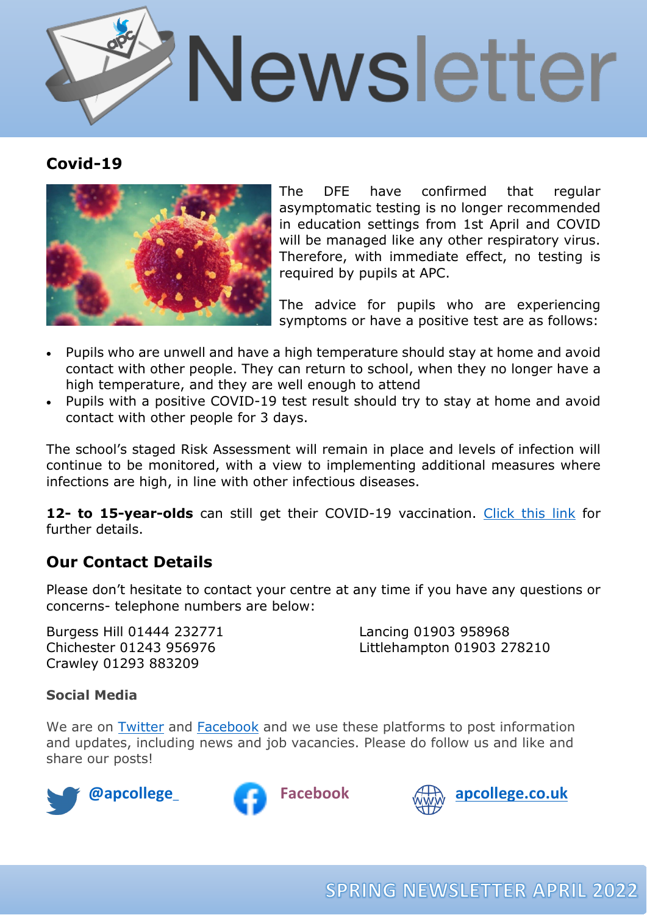# Newsletter

## Covid-19

The DFE have confirmed that regular asymptomatic testing is no longer recommended in education settings from 1st April and COVID will be managed like any other respiratory virus. Therefore, with immediate effect, no testing is required by pupils at APC.

The advice for pupils who are experiencing symptoms or have a positive test are as follows:

- Pupils who are unwell and have a high temperature should stay at home and avoid contact with other people. They can return to school, when they no longer have a high temperature, and they are well enough to attend
- Pupils with a positive COVID-19 test result should try to stay at home and avoid contact with other people for 3 days.

The school's staged Risk Assessment will remain in place and levels of infection will continue to be monitored, with a view to implementing additional measures where infections are high, in line with other infectious diseases.

**12- to 15-year-olds** can still get their COVID-19 vaccination. Click this link for further details.

## Our Contact Details

Please don't hesitate to contact your centre at any time if you have any questions or concerns- telephone numbers are below:

Burgess Hill 01444 232771
Chichester 01243 956976
Crawley 01293 883209
Lancing 01903 958968
Littlehampton 01903 278210

### Social Media

We are on Twitter and Facebook and we use these platforms to post information and updates, including news and job vacancies. Please do follow us and like and share our posts!

@apcollege_ Facebook apcollege.co.uk

SPRING NEWSLETTER APRIL 2022